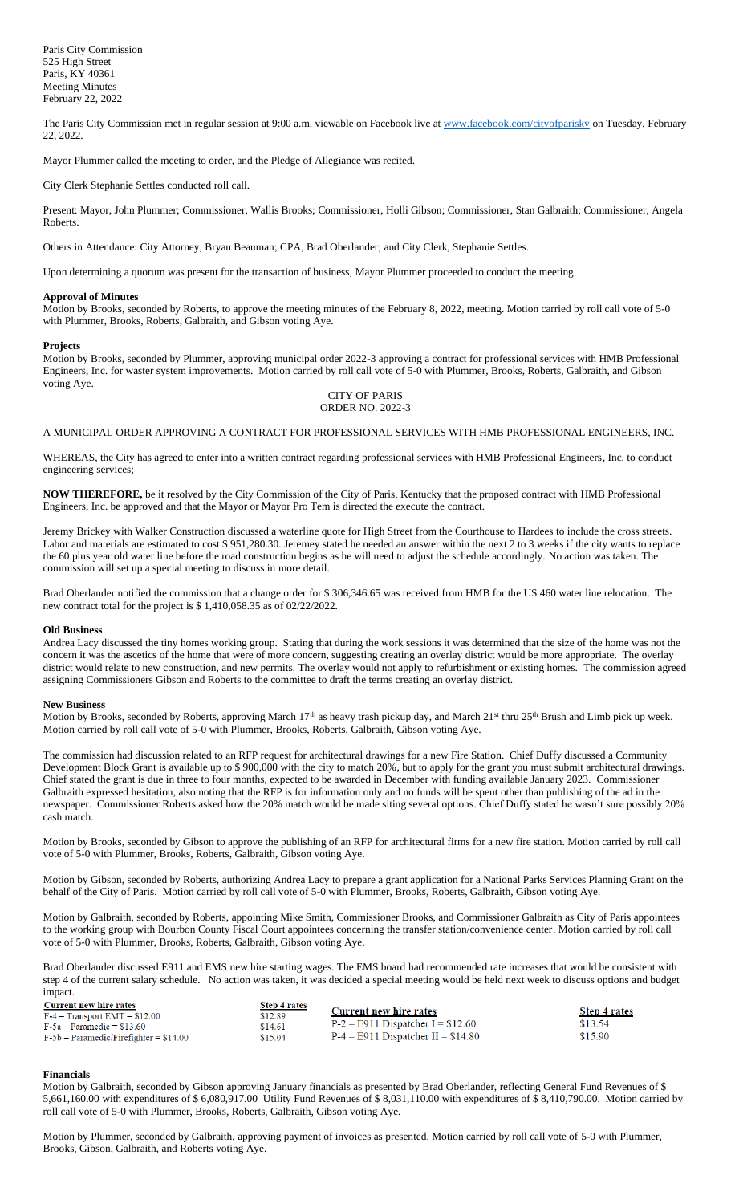Paris City Commission
525 High Street
Paris, KY 40361
Meeting Minutes
February 22, 2022

The Paris City Commission met in regular session at 9:00 a.m. viewable on Facebook live at www.facebook.com/cityofparisky on Tuesday, February 22, 2022.

Mayor Plummer called the meeting to order, and the Pledge of Allegiance was recited.

City Clerk Stephanie Settles conducted roll call.

Present: Mayor, John Plummer; Commissioner, Wallis Brooks; Commissioner, Holli Gibson; Commissioner, Stan Galbraith; Commissioner, Angela Roberts.

Others in Attendance: City Attorney, Bryan Beauman; CPA, Brad Oberlander; and City Clerk, Stephanie Settles.

Upon determining a quorum was present for the transaction of business, Mayor Plummer proceeded to conduct the meeting.

**Approval of Minutes**

Motion by Brooks, seconded by Roberts, to approve the meeting minutes of the February 8, 2022, meeting. Motion carried by roll call vote of 5-0 with Plummer, Brooks, Roberts, Galbraith, and Gibson voting Aye.

**Projects**

Motion by Brooks, seconded by Plummer, approving municipal order 2022-3 approving a contract for professional services with HMB Professional Engineers, Inc. for waster system improvements. Motion carried by roll call vote of 5-0 with Plummer, Brooks, Roberts, Galbraith, and Gibson voting Aye.

CITY OF PARIS
ORDER NO. 2022-3

A MUNICIPAL ORDER APPROVING A CONTRACT FOR PROFESSIONAL SERVICES WITH HMB PROFESSIONAL ENGINEERS, INC.

WHEREAS, the City has agreed to enter into a written contract regarding professional services with HMB Professional Engineers, Inc. to conduct engineering services;

**NOW THEREFORE,** be it resolved by the City Commission of the City of Paris, Kentucky that the proposed contract with HMB Professional Engineers, Inc. be approved and that the Mayor or Mayor Pro Tem is directed the execute the contract.

Jeremy Brickey with Walker Construction discussed a waterline quote for High Street from the Courthouse to Hardees to include the cross streets. Labor and materials are estimated to cost $ 951,280.30. Jeremey stated he needed an answer within the next 2 to 3 weeks if the city wants to replace the 60 plus year old water line before the road construction begins as he will need to adjust the schedule accordingly. No action was taken. The commission will set up a special meeting to discuss in more detail.

Brad Oberlander notified the commission that a change order for $ 306,346.65 was received from HMB for the US 460 water line relocation. The new contract total for the project is $ 1,410,058.35 as of 02/22/2022.

**Old Business**

Andrea Lacy discussed the tiny homes working group. Stating that during the work sessions it was determined that the size of the home was not the concern it was the ascetics of the home that were of more concern, suggesting creating an overlay district would be more appropriate. The overlay district would relate to new construction, and new permits. The overlay would not apply to refurbishment or existing homes. The commission agreed assigning Commissioners Gibson and Roberts to the committee to draft the terms creating an overlay district.

**New Business**

Motion by Brooks, seconded by Roberts, approving March 17th as heavy trash pickup day, and March 21st thru 25th Brush and Limb pick up week. Motion carried by roll call vote of 5-0 with Plummer, Brooks, Roberts, Galbraith, Gibson voting Aye.

The commission had discussion related to an RFP request for architectural drawings for a new Fire Station. Chief Duffy discussed a Community Development Block Grant is available up to $ 900,000 with the city to match 20%, but to apply for the grant you must submit architectural drawings. Chief stated the grant is due in three to four months, expected to be awarded in December with funding available January 2023. Commissioner Galbraith expressed hesitation, also noting that the RFP is for information only and no funds will be spent other than publishing of the ad in the newspaper. Commissioner Roberts asked how the 20% match would be made siting several options. Chief Duffy stated he wasn't sure possibly 20% cash match.

Motion by Brooks, seconded by Gibson to approve the publishing of an RFP for architectural firms for a new fire station. Motion carried by roll call vote of 5-0 with Plummer, Brooks, Roberts, Galbraith, Gibson voting Aye.

Motion by Gibson, seconded by Roberts, authorizing Andrea Lacy to prepare a grant application for a National Parks Services Planning Grant on the behalf of the City of Paris. Motion carried by roll call vote of 5-0 with Plummer, Brooks, Roberts, Galbraith, Gibson voting Aye.

Motion by Galbraith, seconded by Roberts, appointing Mike Smith, Commissioner Brooks, and Commissioner Galbraith as City of Paris appointees to the working group with Bourbon County Fiscal Court appointees concerning the transfer station/convenience center. Motion carried by roll call vote of 5-0 with Plummer, Brooks, Roberts, Galbraith, Gibson voting Aye.

Brad Oberlander discussed E911 and EMS new hire starting wages. The EMS board had recommended rate increases that would be consistent with step 4 of the current salary schedule. No action was taken, it was decided a special meeting would be held next week to discuss options and budget impact.

| Current new hire rates | Step 4 rates |
|---|---|
| F-4 – Transport EMT = $12.00 | $12.89 |
| F-5a – Paramedic = $13.60 | $14.61 |
| F-5b – Paramedic/Firefighter = $14.00 | $15.04 |

| Current new hire rates | Step 4 rates |
|---|---|
| P-2 – E911 Dispatcher I = $12.60 | $13.54 |
| P-4 – E911 Dispatcher II = $14.80 | $15.90 |

**Financials**

Motion by Galbraith, seconded by Gibson approving January financials as presented by Brad Oberlander, reflecting General Fund Revenues of $ 5,661,160.00 with expenditures of $ 6,080,917.00 Utility Fund Revenues of $ 8,031,110.00 with expenditures of $ 8,410,790.00. Motion carried by roll call vote of 5-0 with Plummer, Brooks, Roberts, Galbraith, Gibson voting Aye.

Motion by Plummer, seconded by Galbraith, approving payment of invoices as presented. Motion carried by roll call vote of 5-0 with Plummer, Brooks, Gibson, Galbraith, and Roberts voting Aye.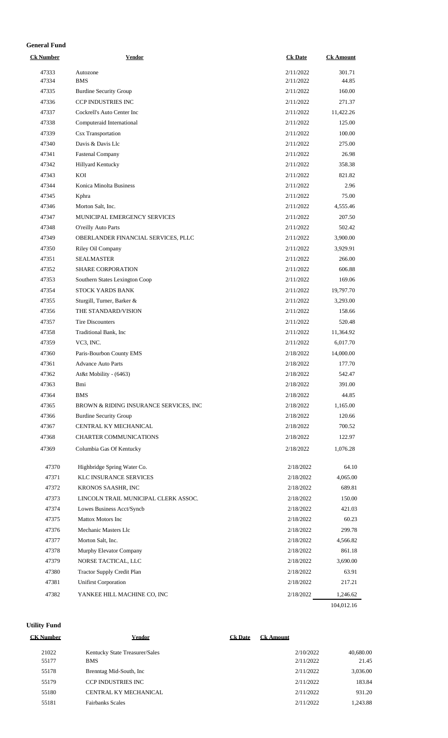**General Fund**

| Ck Number | Vendor | Ck Date | Ck Amount |
|---|---|---|---|
| 47333 | Autozone | 2/11/2022 | 301.71 |
| 47334 | BMS | 2/11/2022 | 44.85 |
| 47335 | Burdine Security Group | 2/11/2022 | 160.00 |
| 47336 | CCP INDUSTRIES INC | 2/11/2022 | 271.37 |
| 47337 | Cockrell's Auto Center Inc | 2/11/2022 | 11,422.26 |
| 47338 | Computeraid International | 2/11/2022 | 125.00 |
| 47339 | Csx Transportation | 2/11/2022 | 100.00 |
| 47340 | Davis & Davis Llc | 2/11/2022 | 275.00 |
| 47341 | Fastenal Company | 2/11/2022 | 26.98 |
| 47342 | Hillyard Kentucky | 2/11/2022 | 358.38 |
| 47343 | KOI | 2/11/2022 | 821.82 |
| 47344 | Konica Minolta Business | 2/11/2022 | 2.96 |
| 47345 | Kphra | 2/11/2022 | 75.00 |
| 47346 | Morton Salt, Inc. | 2/11/2022 | 4,555.46 |
| 47347 | MUNICIPAL EMERGENCY SERVICES | 2/11/2022 | 207.50 |
| 47348 | O'reilly Auto Parts | 2/11/2022 | 502.42 |
| 47349 | OBERLANDER FINANCIAL SERVICES, PLLC | 2/11/2022 | 3,900.00 |
| 47350 | Riley Oil Company | 2/11/2022 | 3,929.91 |
| 47351 | SEALMASTER | 2/11/2022 | 266.00 |
| 47352 | SHARE CORPORATION | 2/11/2022 | 606.88 |
| 47353 | Southern States Lexington Coop | 2/11/2022 | 169.06 |
| 47354 | STOCK YARDS BANK | 2/11/2022 | 19,797.70 |
| 47355 | Sturgill, Turner, Barker & | 2/11/2022 | 3,293.00 |
| 47356 | THE STANDARD/VISION | 2/11/2022 | 158.66 |
| 47357 | Tire Discounters | 2/11/2022 | 520.48 |
| 47358 | Traditional Bank, Inc | 2/11/2022 | 11,364.92 |
| 47359 | VC3, INC. | 2/11/2022 | 6,017.70 |
| 47360 | Paris-Bourbon County EMS | 2/18/2022 | 14,000.00 |
| 47361 | Advance Auto Parts | 2/18/2022 | 177.70 |
| 47362 | At&t Mobility - (6463) | 2/18/2022 | 542.47 |
| 47363 | Bmi | 2/18/2022 | 391.00 |
| 47364 | BMS | 2/18/2022 | 44.85 |
| 47365 | BROWN & RIDING INSURANCE SERVICES, INC | 2/18/2022 | 1,165.00 |
| 47366 | Burdine Security Group | 2/18/2022 | 120.66 |
| 47367 | CENTRAL KY MECHANICAL | 2/18/2022 | 700.52 |
| 47368 | CHARTER COMMUNICATIONS | 2/18/2022 | 122.97 |
| 47369 | Columbia Gas Of Kentucky | 2/18/2022 | 1,076.28 |
| 47370 | Highbridge Spring Water Co. | 2/18/2022 | 64.10 |
| 47371 | KLC INSURANCE SERVICES | 2/18/2022 | 4,065.00 |
| 47372 | KRONOS SAASHR, INC | 2/18/2022 | 689.81 |
| 47373 | LINCOLN TRAIL MUNICIPAL CLERK ASSOC. | 2/18/2022 | 150.00 |
| 47374 | Lowes Business Acct/Syncb | 2/18/2022 | 421.03 |
| 47375 | Mattox Motors Inc | 2/18/2022 | 60.23 |
| 47376 | Mechanic Masters Llc | 2/18/2022 | 299.78 |
| 47377 | Morton Salt, Inc. | 2/18/2022 | 4,566.82 |
| 47378 | Murphy Elevator Company | 2/18/2022 | 861.18 |
| 47379 | NORSE TACTICAL, LLC | 2/18/2022 | 3,690.00 |
| 47380 | Tractor Supply Credit Plan | 2/18/2022 | 63.91 |
| 47381 | Unifirst Corporation | 2/18/2022 | 217.21 |
| 47382 | YANKEE HILL MACHINE CO, INC | 2/18/2022 | 1,246.62 |
| | | | 104,012.16 |

**Utility Fund**

| CK Number | Vendor | Ck Date | Ck Amount |
|---|---|---|---|
| 21022 | Kentucky State Treasurer/Sales | 2/10/2022 | 40,680.00 |
| 55177 | BMS | 2/11/2022 | 21.45 |
| 55178 | Brenntag Mid-South, Inc | 2/11/2022 | 3,036.00 |
| 55179 | CCP INDUSTRIES INC | 2/11/2022 | 183.84 |
| 55180 | CENTRAL KY MECHANICAL | 2/11/2022 | 931.20 |
| 55181 | Fairbanks Scales | 2/11/2022 | 1,243.88 |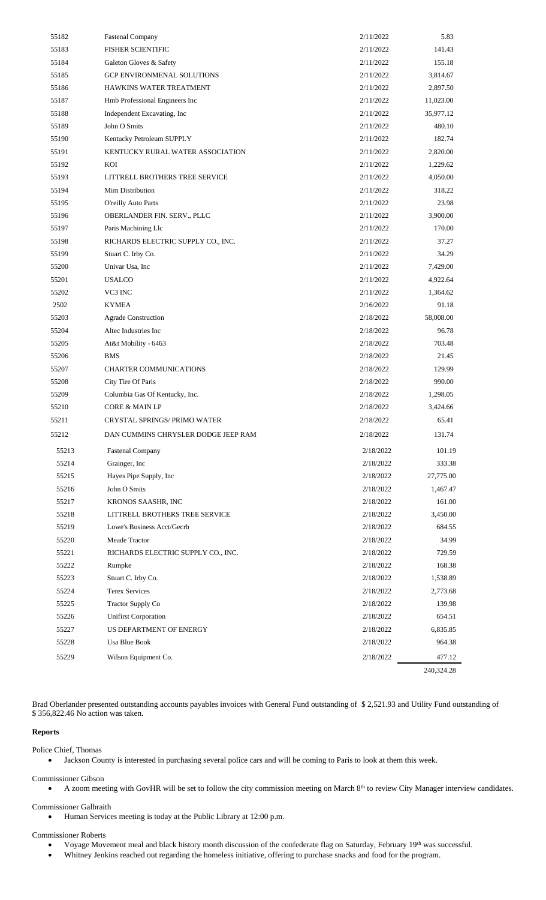| | | | |
|---|---|---|---|
| 55182 | Fastenal Company | 2/11/2022 | 5.83 |
| 55183 | FISHER SCIENTIFIC | 2/11/2022 | 141.43 |
| 55184 | Galeton Gloves & Safety | 2/11/2022 | 155.18 |
| 55185 | GCP ENVIRONMENAL SOLUTIONS | 2/11/2022 | 3,814.67 |
| 55186 | HAWKINS WATER TREATMENT | 2/11/2022 | 2,897.50 |
| 55187 | Hmb Professional Engineers Inc | 2/11/2022 | 11,023.00 |
| 55188 | Independent Excavating, Inc | 2/11/2022 | 35,977.12 |
| 55189 | John O Smits | 2/11/2022 | 480.10 |
| 55190 | Kentucky Petroleum SUPPLY | 2/11/2022 | 182.74 |
| 55191 | KENTUCKY RURAL WATER ASSOCIATION | 2/11/2022 | 2,820.00 |
| 55192 | KOI | 2/11/2022 | 1,229.62 |
| 55193 | LITTRELL BROTHERS TREE SERVICE | 2/11/2022 | 4,050.00 |
| 55194 | Mim Distribution | 2/11/2022 | 318.22 |
| 55195 | O'reilly Auto Parts | 2/11/2022 | 23.98 |
| 55196 | OBERLANDER FIN. SERV., PLLC | 2/11/2022 | 3,900.00 |
| 55197 | Paris Machining Llc | 2/11/2022 | 170.00 |
| 55198 | RICHARDS ELECTRIC SUPPLY CO., INC. | 2/11/2022 | 37.27 |
| 55199 | Stuart C. Irby Co. | 2/11/2022 | 34.29 |
| 55200 | Univar Usa, Inc | 2/11/2022 | 7,429.00 |
| 55201 | USALCO | 2/11/2022 | 4,922.64 |
| 55202 | VC3 INC | 2/11/2022 | 1,364.62 |
| 2502 | KYMEA | 2/16/2022 | 91.18 |
| 55203 | Agrade Construction | 2/18/2022 | 58,008.00 |
| 55204 | Altec Industries Inc | 2/18/2022 | 96.78 |
| 55205 | At&t Mobility - 6463 | 2/18/2022 | 703.48 |
| 55206 | BMS | 2/18/2022 | 21.45 |
| 55207 | CHARTER COMMUNICATIONS | 2/18/2022 | 129.99 |
| 55208 | City Tire Of Paris | 2/18/2022 | 990.00 |
| 55209 | Columbia Gas Of Kentucky, Inc. | 2/18/2022 | 1,298.05 |
| 55210 | CORE & MAIN LP | 2/18/2022 | 3,424.66 |
| 55211 | CRYSTAL SPRINGS/ PRIMO WATER | 2/18/2022 | 65.41 |
| 55212 | DAN CUMMINS CHRYSLER DODGE JEEP RAM | 2/18/2022 | 131.74 |
| 55213 | Fastenal Company | 2/18/2022 | 101.19 |
| 55214 | Grainger, Inc | 2/18/2022 | 333.38 |
| 55215 | Hayes Pipe Supply, Inc | 2/18/2022 | 27,775.00 |
| 55216 | John O Smits | 2/18/2022 | 1,467.47 |
| 55217 | KRONOS SAASHR, INC | 2/18/2022 | 161.00 |
| 55218 | LITTRELL BROTHERS TREE SERVICE | 2/18/2022 | 3,450.00 |
| 55219 | Lowe's Business Acct/Gecrb | 2/18/2022 | 684.55 |
| 55220 | Meade Tractor | 2/18/2022 | 34.99 |
| 55221 | RICHARDS ELECTRIC SUPPLY CO., INC. | 2/18/2022 | 729.59 |
| 55222 | Rumpke | 2/18/2022 | 168.38 |
| 55223 | Stuart C. Irby Co. | 2/18/2022 | 1,538.89 |
| 55224 | Terex Services | 2/18/2022 | 2,773.68 |
| 55225 | Tractor Supply Co | 2/18/2022 | 139.98 |
| 55226 | Unifirst Corporation | 2/18/2022 | 654.51 |
| 55227 | US DEPARTMENT OF ENERGY | 2/18/2022 | 6,835.85 |
| 55228 | Usa Blue Book | 2/18/2022 | 964.38 |
| 55229 | Wilson Equipment Co. | 2/18/2022 | 477.12 |
| | | | 240,324.28 |

Brad Oberlander presented outstanding accounts payables invoices with General Fund outstanding of $ 2,521.93 and Utility Fund outstanding of $ 356,822.46 No action was taken.

**Reports**

Police Chief, Thomas

- Jackson County is interested in purchasing several police cars and will be coming to Paris to look at them this week.

Commissioner Gibson

- A zoom meeting with GovHR will be set to follow the city commission meeting on March 8th to review City Manager interview candidates.

Commissioner Galbraith

- Human Services meeting is today at the Public Library at 12:00 p.m.

Commissioner Roberts

- Voyage Movement meal and black history month discussion of the confederate flag on Saturday, February 19th was successful.
- Whitney Jenkins reached out regarding the homeless initiative, offering to purchase snacks and food for the program.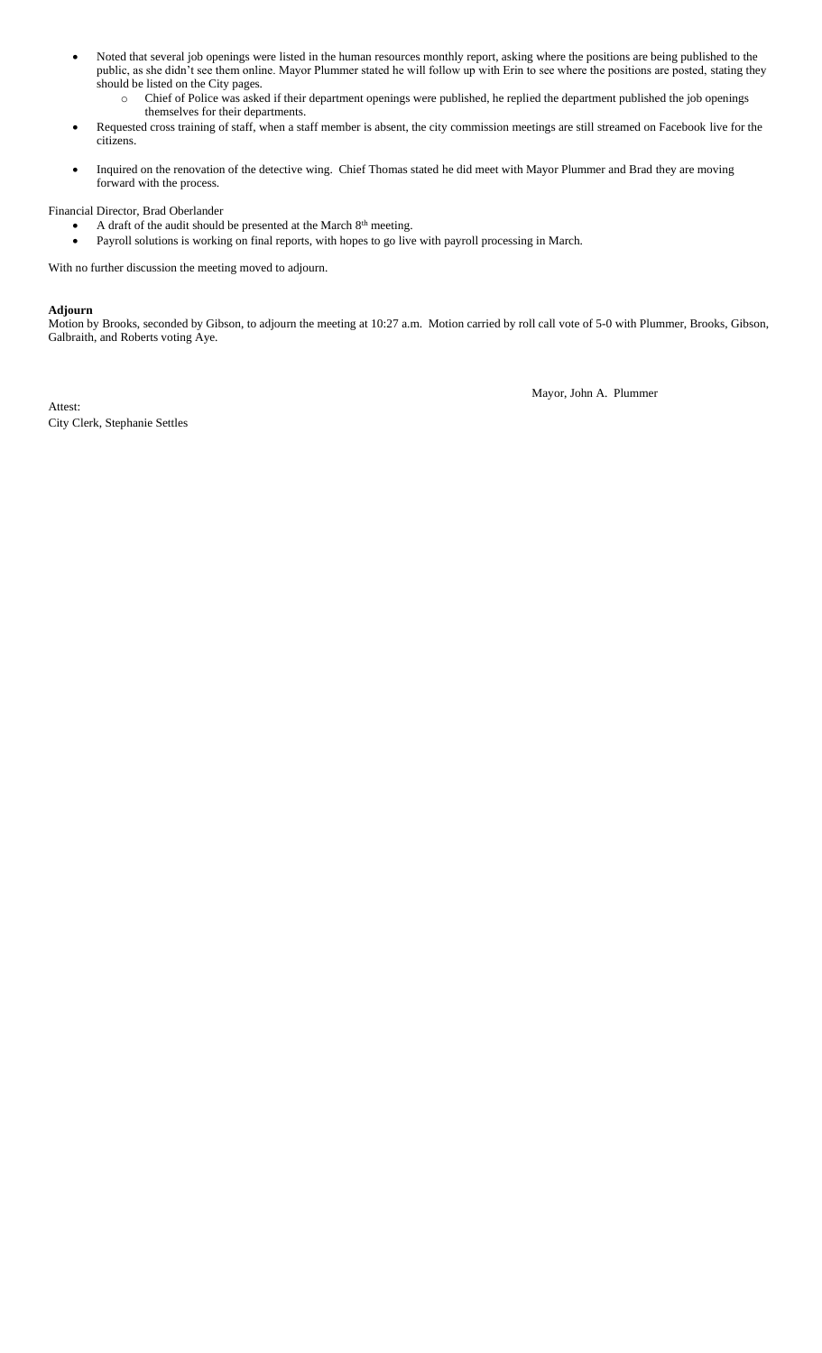- Noted that several job openings were listed in the human resources monthly report, asking where the positions are being published to the public, as she didn't see them online. Mayor Plummer stated he will follow up with Erin to see where the positions are posted, stating they should be listed on the City pages.
  - Chief of Police was asked if their department openings were published, he replied the department published the job openings themselves for their departments.
- Requested cross training of staff, when a staff member is absent, the city commission meetings are still streamed on Facebook live for the citizens.
- Inquired on the renovation of the detective wing. Chief Thomas stated he did meet with Mayor Plummer and Brad they are moving forward with the process.

Financial Director, Brad Oberlander

- A draft of the audit should be presented at the March 8th meeting.
- Payroll solutions is working on final reports, with hopes to go live with payroll processing in March.

With no further discussion the meeting moved to adjourn.

**Adjourn**

Motion by Brooks, seconded by Gibson, to adjourn the meeting at 10:27 a.m. Motion carried by roll call vote of 5-0 with Plummer, Brooks, Gibson, Galbraith, and Roberts voting Aye.

Mayor, John A. Plummer

Attest:
City Clerk, Stephanie Settles